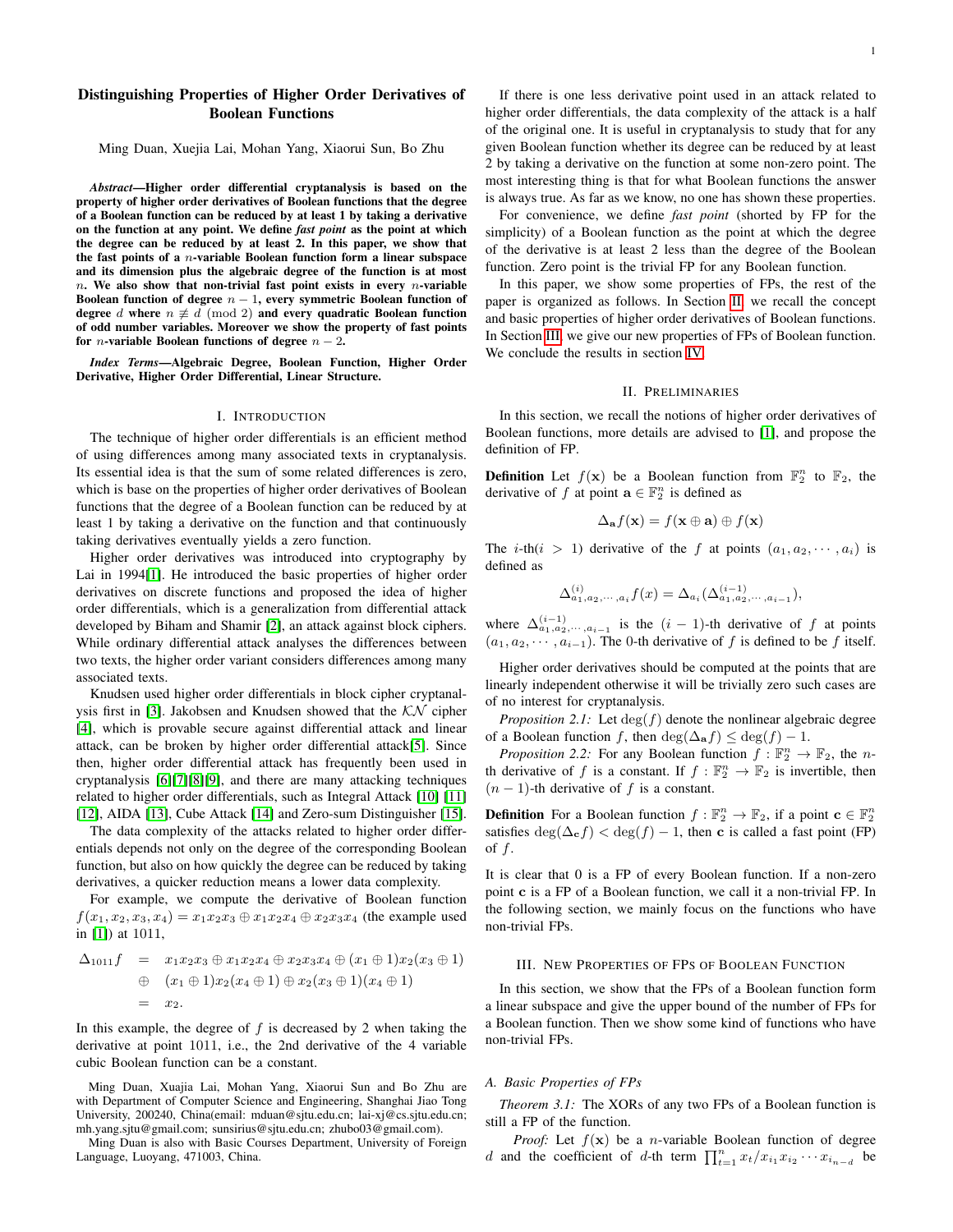# Distinguishing Properties of Higher Order Derivatives of Boolean Functions

Ming Duan, Xuejia Lai, Mohan Yang, Xiaorui Sun, Bo Zhu

***Abstract*—Higher order differential cryptanalysis is based on the property of higher order derivatives of Boolean functions that the degree of a Boolean function can be reduced by at least 1 by taking a derivative on the function at any point. We define *fast point* as the point at which the degree can be reduced by at least 2. In this paper, we show that the fast points of a $n$-variable Boolean function form a linear subspace and its dimension plus the algebraic degree of the function is at most $n$. We also show that non-trivial fast point exists in every $n$-variable Boolean function of degree $n-1$, every symmetric Boolean function of degree $d$ where $n \not\equiv d \pmod 2$ and every quadratic Boolean function of odd number variables. Moreover we show the property of fast points for $n$-variable Boolean functions of degree $n-2$.**

***Index Terms*—Algebraic Degree, Boolean Function, Higher Order Derivative, Higher Order Differential, Linear Structure.**

## I. Introduction

The technique of higher order differentials is an efficient method of using differences among many associated texts in cryptanalysis. Its essential idea is that the sum of some related differences is zero, which is base on the properties of higher order derivatives of Boolean functions that the degree of a Boolean function can be reduced by at least 1 by taking a derivative on the function and that continuously taking derivatives eventually yields a zero function.

Higher order derivatives was introduced into cryptography by Lai in 1994[1]. He introduced the basic properties of higher order derivatives on discrete functions and proposed the idea of higher order differentials, which is a generalization from differential attack developed by Biham and Shamir [2], an attack against block ciphers. While ordinary differential attack analyses the differences between two texts, the higher order variant considers differences among many associated texts.

Knudsen used higher order differentials in block cipher cryptanalysis first in [3]. Jakobsen and Knudsen showed that the $\mathcal{KN}$ cipher [4], which is provable secure against differential attack and linear attack, can be broken by higher order differential attack[5]. Since then, higher order differential attack has frequently been used in cryptanalysis [6][7][8][9], and there are many attacking techniques related to higher order differentials, such as Integral Attack [10] [11] [12], AIDA [13], Cube Attack [14] and Zero-sum Distinguisher [15].

The data complexity of the attacks related to higher order differentials depends not only on the degree of the corresponding Boolean function, but also on how quickly the degree can be reduced by taking derivatives, a quicker reduction means a lower data complexity.

For example, we compute the derivative of Boolean function $f(x_1, x_2, x_3, x_4) = x_1x_2x_3 \oplus x_1x_2x_4 \oplus x_2x_3x_4$ (the example used in [1]) at 1011,

$$\begin{aligned}
\Delta_{1011} f &= x_1x_2x_3 \oplus x_1x_2x_4 \oplus x_2x_3x_4 \oplus (x_1 \oplus 1)x_2(x_3 \oplus 1) \\
&\oplus (x_1 \oplus 1)x_2(x_4 \oplus 1) \oplus x_2(x_3 \oplus 1)(x_4 \oplus 1) \\
&= x_2.
\end{aligned}$$

In this example, the degree of $f$ is decreased by 2 when taking the derivative at point 1011, i.e., the 2nd derivative of the 4 variable cubic Boolean function can be a constant.

Ming Duan, Xuejia Lai, Mohan Yang, Xiaorui Sun and Bo Zhu are with Department of Computer Science and Engineering, Shanghai Jiao Tong University, 200240, China(email: mduan@sjtu.edu.cn; lai-xj@cs.sjtu.edu.cn; mh.yang.sjtu@gmail.com; sunsirius@sjtu.edu.cn; zhubo03@gmail.com).

Ming Duan is also with Basic Courses Department, University of Foreign Language, Luoyang, 471003, China.

If there is one less derivative point used in an attack related to higher order differentials, the data complexity of the attack is a half of the original one. It is useful in cryptanalysis to study that for any given Boolean function whether its degree can be reduced by at least 2 by taking a derivative on the function at some non-zero point. The most interesting thing is that for what Boolean functions the answer is always true. As far as we know, no one has shown these properties.

For convenience, we define *fast point* (shorted by FP for the simplicity) of a Boolean function as the point at which the degree of the derivative is at least 2 less than the degree of the Boolean function. Zero point is the trivial FP for any Boolean function.

In this paper, we show some properties of FPs, the rest of the paper is organized as follows. In Section II, we recall the concept and basic properties of higher order derivatives of Boolean functions. In Section III, we give our new properties of FPs of Boolean function. We conclude the results in section IV.

## II. Preliminaries

In this section, we recall the notions of higher order derivatives of Boolean functions, more details are advised to [1], and propose the definition of FP.

**Definition** Let $f(\mathbf{x})$ be a Boolean function from $\mathbb{F}_2^n$ to $\mathbb{F}_2$, the derivative of $f$ at point $\mathbf{a} \in \mathbb{F}_2^n$ is defined as

$$\Delta_{\mathbf{a}} f(\mathbf{x}) = f(\mathbf{x} \oplus \mathbf{a}) \oplus f(\mathbf{x})$$

The $i$-th($i > 1$) derivative of the $f$ at points $(a_1, a_2, \cdots, a_i)$ is defined as

$$\Delta^{(i)}_{a_1,a_2,\cdots,a_i} f(x) = \Delta_{a_i}(\Delta^{(i-1)}_{a_1,a_2,\cdots,a_{i-1}}),$$

where $\Delta^{(i-1)}_{a_1,a_2,\cdots,a_{i-1}}$ is the $(i-1)$-th derivative of $f$ at points $(a_1, a_2, \cdots, a_{i-1})$. The 0-th derivative of $f$ is defined to be $f$ itself.

Higher order derivatives should be computed at the points that are linearly independent otherwise it will be trivially zero such cases are of no interest for cryptanalysis.

*Proposition 2.1:* Let $\deg(f)$ denote the nonlinear algebraic degree of a Boolean function $f$, then $\deg(\Delta_{\mathbf{a}} f) \le \deg(f) - 1$.

*Proposition 2.2:* For any Boolean function $f : \mathbb{F}_2^n \to \mathbb{F}_2$, the $n$-th derivative of $f$ is a constant. If $f : \mathbb{F}_2^n \to \mathbb{F}_2$ is invertible, then $(n-1)$-th derivative of $f$ is a constant.

**Definition** For a Boolean function $f : \mathbb{F}_2^n \to \mathbb{F}_2$, if a point $\mathbf{c} \in \mathbb{F}_2^n$ satisfies $\deg(\Delta_{\mathbf{c}} f) < \deg(f) - 1$, then $\mathbf{c}$ is called a fast point (FP) of $f$.

It is clear that 0 is a FP of every Boolean function. If a non-zero point $\mathbf{c}$ is a FP of a Boolean function, we call it a non-trivial FP. In the following section, we mainly focus on the functions who have non-trivial FPs.

## III. New Properties of FPs of Boolean Function

In this section, we show that the FPs of a Boolean function form a linear subspace and give the upper bound of the number of FPs for a Boolean function. Then we show some kind of functions who have non-trivial FPs.

### A. Basic Properties of FPs

*Theorem 3.1:* The XORs of any two FPs of a Boolean function is still a FP of the function.

*Proof:* Let $f(\mathbf{x})$ be a $n$-variable Boolean function of degree $d$ and the coefficient of $d$-th term $\prod_{t=1}^{n} x_t / x_{i_1}x_{i_2}\cdots x_{i_{n-d}}$ be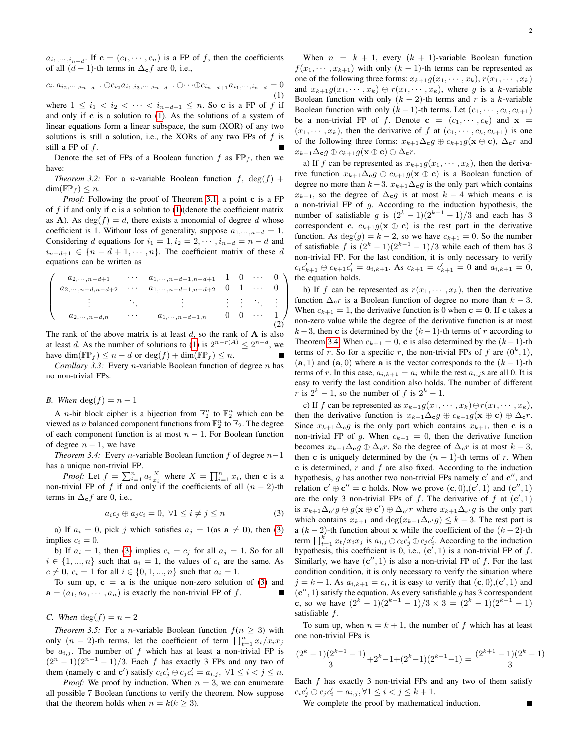$a_{i_1,\cdots,i_{n-d}}$. If $\mathbf{c} = (c_1,\cdots,c_n)$ is a FP of $f$, then the coefficients of all $(d-1)$-th terms in $\Delta_{\mathbf{c}} f$ are 0, i.e.,

$$c_{i_1} a_{i_2,\cdots,i_{n-d+1}} \oplus c_{i_2} a_{i_1,i_3,\cdots,i_{n-d+1}} \oplus \cdots \oplus c_{i_{n-d+1}} a_{i_1,\cdots,i_{n-d}} = 0 \quad (1)$$

where $1 \le i_1 < i_2 < \cdots < i_{n-d+1} \le n$. So $\mathbf{c}$ is a FP of $f$ if and only if $\mathbf{c}$ is a solution to (1). As the solutions of a system of linear equations form a linear subspace, the sum (XOR) of any two solutions is still a solution, i.e., the XORs of any two FPs of $f$ is still a FP of $f$. ∎

Denote the set of FPs of a Boolean function $f$ as $\mathbb{FP}_f$, then we have:

*Theorem 3.2:* For a $n$-variable Boolean function $f$, $\deg(f) + \dim(\mathbb{FP}_f) \le n$.

*Proof:* Following the proof of Theorem 3.1, a point $\mathbf{c}$ is a FP of $f$ if and only if $\mathbf{c}$ is a solution to (1)(denote the coefficient matrix as $\mathbf{A}$). As $\deg(f) = d$, there exists a monomial of degree $d$ whose coefficient is 1. Without loss of generality, suppose $a_{1,\cdots,n-d} = 1$. Considering $d$ equations for $i_1 = 1, i_2 = 2, \cdots, i_{n-d} = n-d$ and $i_{n-d+1} \in \{n-d+1,\cdots,n\}$. The coefficient matrix of these $d$ equations can be written as

$$\begin{pmatrix} a_{2,\cdots,n-d+1} & \cdots & a_{1,\cdots,n-d-1,n-d+1} & 1 & 0 & \cdots & 0 \\ a_{2,\cdots,n-d,n-d+2} & \cdots & a_{1,\cdots,n-d-1,n-d+2} & 0 & 1 & \cdots & 0 \\ \vdots & \ddots & \vdots & \vdots & \vdots & \ddots & \vdots \\ a_{2,\cdots,n-d,n} & \cdots & a_{1,\cdots,n-d-1,n} & 0 & 0 & \cdots & 1 \end{pmatrix} \quad (2)$$

The rank of the above matrix is at least $d$, so the rank of $\mathbf{A}$ is also at least $d$. As the number of solutions to (1) is $2^{n-r(A)} \le 2^{n-d}$, we have $\dim(\mathbb{FP}_f) \le n-d$ or $\deg(f) + \dim(\mathbb{FP}_f) \le n$. ∎

*Corollary 3.3:* Every $n$-variable Boolean function of degree $n$ has no non-trivial FPs.

### B. When $\deg(f) = n-1$

A $n$-bit block cipher is a bijection from $\mathbb{F}_2^n$ to $\mathbb{F}_2^n$ which can be viewed as $n$ balanced component functions from $\mathbb{F}_2^n$ to $\mathbb{F}_2$. The degree of each component function is at most $n-1$. For Boolean function of degree $n-1$, we have

*Theorem 3.4:* Every $n$-variable Boolean function $f$ of degree $n-1$ has a unique non-trivial FP.

*Proof:* Let $f = \sum_{i=1}^n a_i \frac{X}{x_i}$ where $X = \prod_{i=1}^n x_i$, then $\mathbf{c}$ is a non-trivial FP of $f$ if and only if the coefficients of all $(n-2)$-th terms in $\Delta_{\mathbf{c}} f$ are 0, i.e.,

$$a_i c_j \oplus a_j c_i = 0, \ \forall 1 \le i \ne j \le n \quad (3)$$

a) If $a_i = 0$, pick $j$ which satisfies $a_j = 1$(as $\mathbf{a} \ne \mathbf{0}$), then (3) implies $c_i = 0$.

b) If $a_i = 1$, then (3) implies $c_i = c_j$ for all $a_j = 1$. So for all $i \in \{1,...,n\}$ such that $a_i = 1$, the values of $c_i$ are the same. As $c \ne \mathbf{0}$, $c_i = 1$ for all $i \in \{0,1,...,n\}$ such that $a_i = 1$.

To sum up, $\mathbf{c} = \mathbf{a}$ is the unique non-zero solution of (3) and $\mathbf{a} = (a_1, a_2, \cdots, a_n)$ is exactly the non-trivial FP of $f$. ∎

### C. When $\deg(f) = n-2$

*Theorem 3.5:* For a $n$-variable Boolean function $f(n \ge 3)$ with only $(n-2)$-th terms, let the coefficient of term $\prod_{t=1}^n x_t/x_i x_j$ be $a_{i,j}$. The number of $f$ which has at least a non-trivial FP is $(2^n-1)(2^{n-1}-1)/3$. Each $f$ has exactly 3 FPs and any two of them (namely $\mathbf{c}$ and $\mathbf{c}'$) satisfy $c_i c_j' \oplus c_j c_i' = a_{i,j}, \ \forall 1 \le i < j \le n$.

*Proof:* We proof by induction. When $n = 3$, we can enumerate all possible 7 Boolean functions to verify the theorem. Now suppose that the theorem holds when $n = k(k \ge 3)$.

When $n = k+1$, every $(k+1)$-variable Boolean function $f(x_1,\cdots,x_{k+1})$ with only $(k-1)$-th terms can be represented as one of the following three forms: $x_{k+1} g(x_1,\cdots,x_k)$, $r(x_1,\cdots,x_k)$ and $x_{k+1} g(x_1,\cdots,x_k) \oplus r(x_1,\cdots,x_k)$, where $g$ is a $k$-variable Boolean function with only $(k-2)$-th terms and $r$ is a $k$-variable Boolean function with only $(k-1)$-th terms. Let $(c_1,\cdots,c_k,c_{k+1})$ be a non-trivial FP of $f$. Denote $\mathbf{c} = (c_1,\cdots,c_k)$ and $\mathbf{x} = (x_1,\cdots,x_k)$, then the derivative of $f$ at $(c_1,\cdots,c_k,c_{k+1})$ is one of the following three forms: $x_{k+1}\Delta_{\mathbf{c}} g \oplus c_{k+1} g(\mathbf{x} \oplus \mathbf{c})$, $\Delta_{\mathbf{c}} r$ and $x_{k+1}\Delta_{\mathbf{c}} g \oplus c_{k+1} g(\mathbf{x} \oplus \mathbf{c}) \oplus \Delta_{\mathbf{c}} r$.

a) If $f$ can be represented as $x_{k+1} g(x_1,\cdots,x_k)$, then the derivative function $x_{k+1}\Delta_{\mathbf{c}} g \oplus c_{k+1} g(\mathbf{x} \oplus \mathbf{c})$ is a Boolean function of degree no more than $k-3$. $x_{k+1}\Delta_{\mathbf{c}} g$ is the only part which contains $x_{k+1}$, so the degree of $\Delta_{\mathbf{c}} g$ is at most $k-4$ which means $\mathbf{c}$ is a non-trivial FP of $g$. According to the induction hypothesis, the number of satisfiable $g$ is $(2^k-1)(2^{k-1}-1)/3$ and each has 3 correspondent $\mathbf{c}$. $c_{k+1} g(\mathbf{x} \oplus \mathbf{c})$ is the rest part in the derivative function. As $\deg(g) = k-2$, so we have $c_{k+1} = 0$. So the number of satisfiable $f$ is $(2^k-1)(2^{k-1}-1)/3$ while each of them has 3 non-trivial FP. For the last condition, it is only necessary to verify $c_i c_{k+1}' \oplus c_{k+1} c_i' = a_{i,k+1}$. As $c_{k+1} = c_{k+1}' = 0$ and $a_{i,k+1} = 0$, the equation holds.

b) If $f$ can be represented as $r(x_1,\cdots,x_k)$, then the derivative function $\Delta_{\mathbf{c}} r$ is a Boolean function of degree no more than $k-3$. When $c_{k+1} = 1$, the derivative function is 0 when $\mathbf{c} = \mathbf{0}$. If $\mathbf{c}$ takes a non-zero value while the degree of the derivative function is at most $k-3$, then $\mathbf{c}$ is determined by the $(k-1)$-th terms of $r$ according to Theorem 3.4. When $c_{k+1} = 0$, $\mathbf{c}$ is also determined by the $(k-1)$-th terms of $r$. So for a specific $r$, the non-trivial FPs of $f$ are $(0^k, 1)$, $(\mathbf{a}, 1)$ and $(\mathbf{a}, 0)$ where $\mathbf{a}$ is the vector corresponds to the $(k-1)$-th terms of $r$. In this case, $a_{i,k+1} = a_i$ while the rest $a_{i,j}$s are all 0. It is easy to verify the last condition also holds. The number of different $r$ is $2^k - 1$, so the number of $f$ is $2^k - 1$.

c) If $f$ can be represented as $x_{k+1} g(x_1,\cdots,x_k) \oplus r(x_1,\cdots,x_k)$, then the derivative function is $x_{k+1}\Delta_{\mathbf{c}} g \oplus c_{k+1} g(\mathbf{x} \oplus \mathbf{c}) \oplus \Delta_{\mathbf{c}} r$. Since $x_{k+1}\Delta_{\mathbf{c}} g$ is the only part which contains $x_{k+1}$, then $\mathbf{c}$ is a non-trivial FP of $g$. When $c_{k+1} = 0$, then the derivative function becomes $x_{k+1}\Delta_{\mathbf{c}} g \oplus \Delta_{\mathbf{c}} r$. So the degree of $\Delta_{\mathbf{c}} r$ is at most $k-3$, then $\mathbf{c}$ is uniquely determined by the $(n-1)$-th terms of $r$. When $\mathbf{c}$ is determined, $r$ and $f$ are also fixed. According to the induction hypothesis, $g$ has another two non-trivial FPs namely $\mathbf{c}'$ and $\mathbf{c}''$, and relation $\mathbf{c}' \oplus \mathbf{c}'' = \mathbf{c}$ holds. Now we prove $(\mathbf{c}, 0)$,$(\mathbf{c}', 1)$ and $(\mathbf{c}'', 1)$ are the only 3 non-trivial FPs of $f$. The derivative of $f$ at $(\mathbf{c}', 1)$ is $x_{k+1}\Delta_{\mathbf{c}'} g \oplus g(\mathbf{x} \oplus \mathbf{c}') \oplus \Delta_{\mathbf{c}'} r$ where $x_{k+1}\Delta_{\mathbf{c}'} g$ is the only part which contains $x_{k+1}$ and $\deg(x_{k+1}\Delta_{\mathbf{c}'} g) \le k-3$. The rest part is a $(k-2)$-th function about $\mathbf{x}$ while the coefficient of the $(k-2)$-th term $\prod_{t=1}^k x_t/x_i x_j$ is $a_{i,j} \oplus c_i c_j' \oplus c_j c_i'$. According to the induction hypothesis, this coefficient is 0, i.e., $(\mathbf{c}', 1)$ is a non-trivial FP of $f$. Similarly, we have $(\mathbf{c}'', 1)$ is also a non-trivial FP of $f$. For the last condition condition, it is only necessary to verify the situation where $j = k+1$. As $a_{i,k+1} = c_i$, it is easy to verify that $(\mathbf{c}, 0)$,$(\mathbf{c}', 1)$ and $(\mathbf{c}'', 1)$ satisfy the equation. As every satisfiable $g$ has 3 correspondent $\mathbf{c}$, so we have $(2^k-1)(2^{k-1}-1)/3 \times 3 = (2^k-1)(2^{k-1}-1)$ satisfiable $f$.

To sum up, when $n = k+1$, the number of $f$ which has at least one non-trivial FPs is

$$\frac{(2^k-1)(2^{k-1}-1)}{3} + 2^k - 1 + (2^k-1)(2^{k-1}-1) = \frac{(2^{k+1}-1)(2^k-1)}{3}$$

Each $f$ has exactly 3 non-trivial FPs and any two of them satisfy $c_i c_j' \oplus c_j c_i' = a_{i,j}, \forall 1 \le i < j \le k+1$.

We complete the proof by mathematical induction. ∎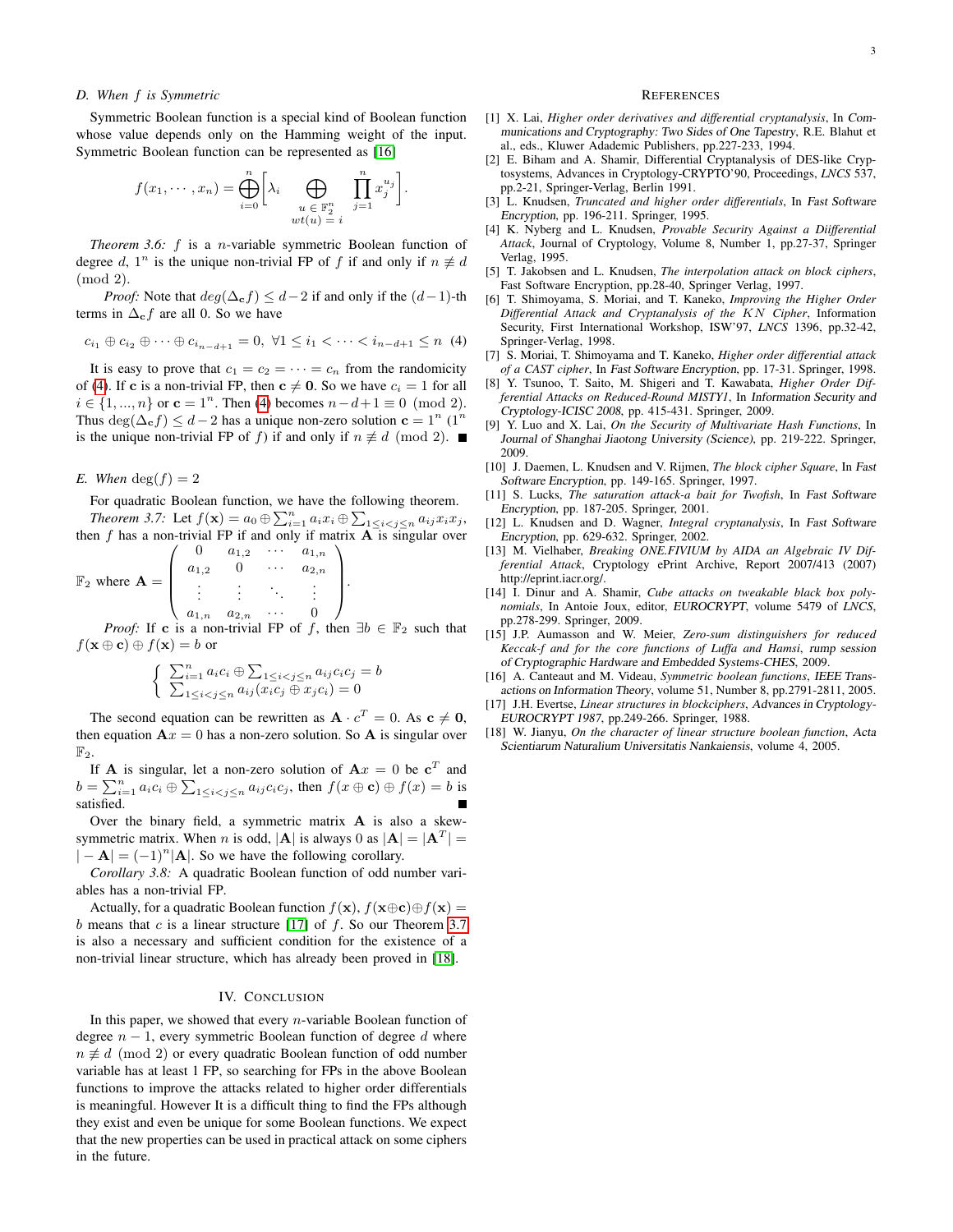### D. When $f$ is Symmetric

Symmetric Boolean function is a special kind of Boolean function whose value depends only on the Hamming weight of the input. Symmetric Boolean function can be represented as [16]

$$f(x_1, \cdots, x_n) = \bigoplus_{i=0}^{n} \Bigg[ \lambda_i \bigoplus_{\substack{u \in \mathbb{F}_2^n \\ wt(u) = i}} \prod_{j=1}^{n} x_j^{u_j} \Bigg].$$

*Theorem 3.6:* $f$ is a $n$-variable symmetric Boolean function of degree $d$, $1^n$ is the unique non-trivial FP of $f$ if and only if $n \not\equiv d \pmod 2$.

*Proof:* Note that $deg(\Delta_{\mathbf{c}} f) \leq d-2$ if and only if the $(d-1)$-th terms in $\Delta_{\mathbf{c}} f$ are all 0. So we have

$$c_{i_1} \oplus c_{i_2} \oplus \cdots \oplus c_{i_{n-d+1}} = 0, \ \forall 1 \leq i_1 < \cdots < i_{n-d+1} \leq n \quad (4)$$

It is easy to prove that $c_1 = c_2 = \cdots = c_n$ from the randomicity of (4). If $\mathbf{c}$ is a non-trivial FP, then $\mathbf{c} \neq \mathbf{0}$. So we have $c_i = 1$ for all $i \in \{1, ..., n\}$ or $\mathbf{c} = 1^n$. Then (4) becomes $n - d + 1 \equiv 0 \pmod 2$. Thus $\deg(\Delta_{\mathbf{c}} f) \leq d-2$ has a unique non-zero solution $\mathbf{c} = 1^n$ ($1^n$ is the unique non-trivial FP of $f$) if and only if $n \not\equiv d \pmod 2$. ■

### E. When $\deg(f) = 2$

For quadratic Boolean function, we have the following theorem.

*Theorem 3.7:* Let $f(\mathbf{x}) = a_0 \oplus \sum_{i=1}^{n} a_i x_i \oplus \sum_{1 \leq i < j \leq n} a_{ij} x_i x_j$, then $f$ has a non-trivial FP if and only if matrix $\mathbf{A}$ is singular over $\mathbb{F}_2$ where $\mathbf{A} = \begin{pmatrix} 0 & a_{1,2} & \cdots & a_{1,n} \\ a_{1,2} & 0 & \cdots & a_{2,n} \\ \vdots & \vdots & \ddots & \vdots \\ a_{1,n} & a_{2,n} & \cdots & 0 \end{pmatrix}$.

*Proof:* If $\mathbf{c}$ is a non-trivial FP of $f$, then $\exists b \in \mathbb{F}_2$ such that $f(\mathbf{x} \oplus \mathbf{c}) \oplus f(\mathbf{x}) = b$ or

$$\begin{cases} \sum_{i=1}^{n} a_i c_i \oplus \sum_{1 \leq i < j \leq n} a_{ij} c_i c_j = b \\ \sum_{1 \leq i < j \leq n} a_{ij}(x_i c_j \oplus x_j c_i) = 0 \end{cases}$$

The second equation can be rewritten as $\mathbf{A} \cdot c^T = 0$. As $\mathbf{c} \neq \mathbf{0}$, then equation $\mathbf{A}x = 0$ has a non-zero solution. So $\mathbf{A}$ is singular over $\mathbb{F}_2$.

If $\mathbf{A}$ is singular, let a non-zero solution of $\mathbf{A}x = 0$ be $\mathbf{c}^T$ and $b = \sum_{i=1}^{n} a_i c_i \oplus \sum_{1 \leq i < j \leq n} a_{ij} c_i c_j$, then $f(x \oplus \mathbf{c}) \oplus f(x) = b$ is satisfied. ■

Over the binary field, a symmetric matrix $\mathbf{A}$ is also a skew-symmetric matrix. When $n$ is odd, $|\mathbf{A}|$ is always 0 as $|\mathbf{A}| = |\mathbf{A}^T| = |-\mathbf{A}| = (-1)^n |\mathbf{A}|$. So we have the following corollary.

*Corollary 3.8:* A quadratic Boolean function of odd number variables has a non-trivial FP.

Actually, for a quadratic Boolean function $f(\mathbf{x})$, $f(\mathbf{x} \oplus \mathbf{c}) \oplus f(\mathbf{x}) = b$ means that $c$ is a linear structure [17] of $f$. So our Theorem 3.7 is also a necessary and sufficient condition for the existence of a non-trivial linear structure, which has already been proved in [18].

## IV. Conclusion

In this paper, we showed that every $n$-variable Boolean function of degree $n-1$, every symmetric Boolean function of degree $d$ where $n \not\equiv d \pmod 2$ or every quadratic Boolean function of odd number variable has at least 1 FP, so searching for FPs in the above Boolean functions to improve the attacks related to higher order differentials is meaningful. However It is a difficult thing to find the FPs although they exist and even be unique for some Boolean functions. We expect that the new properties can be used in practical attack on some ciphers in the future.

## References

[1] X. Lai, *Higher order derivatives and differential cryptanalysis*, In *Communications and Cryptography: Two Sides of One Tapestry*, R.E. Blahut et al., eds., Kluwer Adademic Publishers, pp.227-233, 1994.

[2] E. Biham and A. Shamir, Differential Cryptanalysis of DES-like Cryptosystems, Advances in Cryptology-CRYPTO'90, Proceedings, *LNCS* 537, pp.2-21, Springer-Verlag, Berlin 1991.

[3] L. Knudsen, *Truncated and higher order differentials*, In *Fast Software Encryption*, pp. 196-211. Springer, 1995.

[4] K. Nyberg and L. Knudsen, *Provable Security Against a Differential Attack*, Journal of Cryptology, Volume 8, Number 1, pp.27-37, Springer Verlag, 1995.

[5] T. Jakobsen and L. Knudsen, *The interpolation attack on block ciphers*, Fast Software Encryption, pp.28-40, Springer Verlag, 1997.

[6] T. Shimoyama, S. Moriai, and T. Kaneko, *Improving the Higher Order Differential Attack and Cryptanalysis of the KN Cipher*, Information Security, First International Workshop, ISW'97, *LNCS* 1396, pp.32-42, Springer-Verlag, 1998.

[7] S. Moriai, T. Shimoyama and T. Kaneko, *Higher order differential attack of a CAST cipher*, In *Fast Software Encryption*, pp. 17-31. Springer, 1998.

[8] Y. Tsunoo, T. Saito, M. Shigeri and T. Kawabata, *Higher Order Differential Attacks on Reduced-Round MISTY1*, In *Information Security and Cryptology-ICISC 2008*, pp. 415-431. Springer, 2009.

[9] Y. Luo and X. Lai, *On the Security of Multivariate Hash Functions*, In *Journal of Shanghai Jiaotong University (Science)*, pp. 219-222. Springer, 2009.

[10] J. Daemen, L. Knudsen and V. Rijmen, *The block cipher Square*, In *Fast Software Encryption*, pp. 149-165. Springer, 1997.

[11] S. Lucks, *The saturation attack-a bait for Twofish*, In *Fast Software Encryption*, pp. 187-205. Springer, 2001.

[12] L. Knudsen and D. Wagner, *Integral cryptanalysis*, In *Fast Software Encryption*, pp. 629-632. Springer, 2002.

[13] M. Vielhaber, *Breaking ONE.FIVIUM by AIDA an Algebraic IV Differential Attack*, Cryptology ePrint Archive, Report 2007/413 (2007) http://eprint.iacr.org/.

[14] I. Dinur and A. Shamir, *Cube attacks on tweakable black box polynomials*, In Antoie Joux, editor, *EUROCRYPT*, volume 5479 of *LNCS*, pp.278-299. Springer, 2009.

[15] J.P. Aumasson and W. Meier, *Zero-sum distinguishers for reduced Keccak-f and for the core functions of Luffa and Hamsi*, *rump session of Cryptographic Hardware and Embedded Systems-CHES*, 2009.

[16] A. Canteaut and M. Videau, *Symmetric boolean functions*, *IEEE Transactions on Information Theory*, volume 51, Number 8, pp.2791-2811, 2005.

[17] J.H. Evertse, *Linear structures in blockciphers*, *Advances in Cryptology-EUROCRYPT 1987*, pp.249-266. Springer, 1988.

[18] W. Jianyu, *On the character of linear structure boolean function*, *Acta Scientiarum Naturalium Universitatis Nankaiensis*, volume 4, 2005.